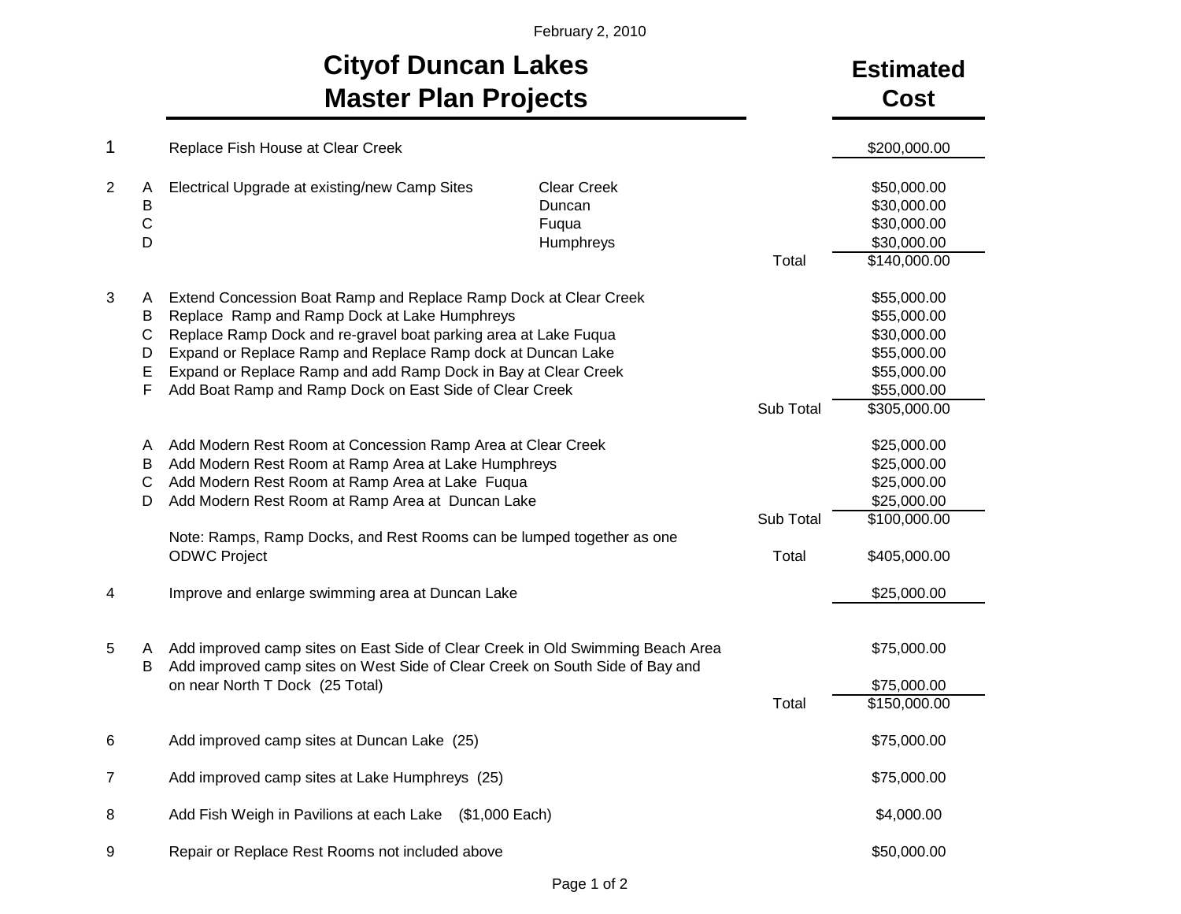February 2, 2010

# Cityof Duncan Lakes Master Plan Projects

| | | | | | Estimated Cost |
|---|---|---|---|---|---|
| 1 | | Replace Fish House at Clear Creek | | | $200,000.00 |
| 2 | A | Electrical Upgrade at existing/new Camp Sites | Clear Creek | | $50,000.00 |
| | B | | Duncan | | $30,000.00 |
| | C | | Fuqua | | $30,000.00 |
| | D | | Humphreys | | $30,000.00 |
| | | | | Total | $140,000.00 |
| 3 | A | Extend Concession Boat Ramp and Replace Ramp Dock at Clear Creek | | | $55,000.00 |
| | B | Replace Ramp and Ramp Dock at Lake Humphreys | | | $55,000.00 |
| | C | Replace Ramp Dock and re-gravel boat parking area at Lake Fuqua | | | $30,000.00 |
| | D | Expand or Replace Ramp and Replace Ramp dock at Duncan Lake | | | $55,000.00 |
| | E | Expand or Replace Ramp and add Ramp Dock in Bay at Clear Creek | | | $55,000.00 |
| | F | Add Boat Ramp and Ramp Dock on East Side of Clear Creek | | | $55,000.00 |
| | | | | Sub Total | $305,000.00 |
| | A | Add Modern Rest Room at Concession Ramp Area at Clear Creek | | | $25,000.00 |
| | B | Add Modern Rest Room at Ramp Area at Lake Humphreys | | | $25,000.00 |
| | C | Add Modern Rest Room at Ramp Area at Lake Fuqua | | | $25,000.00 |
| | D | Add Modern Rest Room at Ramp Area at Duncan Lake | | | $25,000.00 |
| | | | | Sub Total | $100,000.00 |
| | | Note: Ramps, Ramp Docks, and Rest Rooms can be lumped together as one ODWC Project | | Total | $405,000.00 |
| 4 | | Improve and enlarge swimming area at Duncan Lake | | | $25,000.00 |
| 5 | A | Add improved camp sites on East Side of Clear Creek in Old Swimming Beach Area | | | $75,000.00 |
| | B | Add improved camp sites on West Side of Clear Creek on South Side of Bay and on near North T Dock (25 Total) | | | $75,000.00 |
| | | | | Total | $150,000.00 |
| 6 | | Add improved camp sites at Duncan Lake (25) | | | $75,000.00 |
| 7 | | Add improved camp sites at Lake Humphreys (25) | | | $75,000.00 |
| 8 | | Add Fish Weigh in Pavilions at each Lake ($1,000 Each) | | | $4,000.00 |
| 9 | | Repair or Replace Rest Rooms not included above | | | $50,000.00 |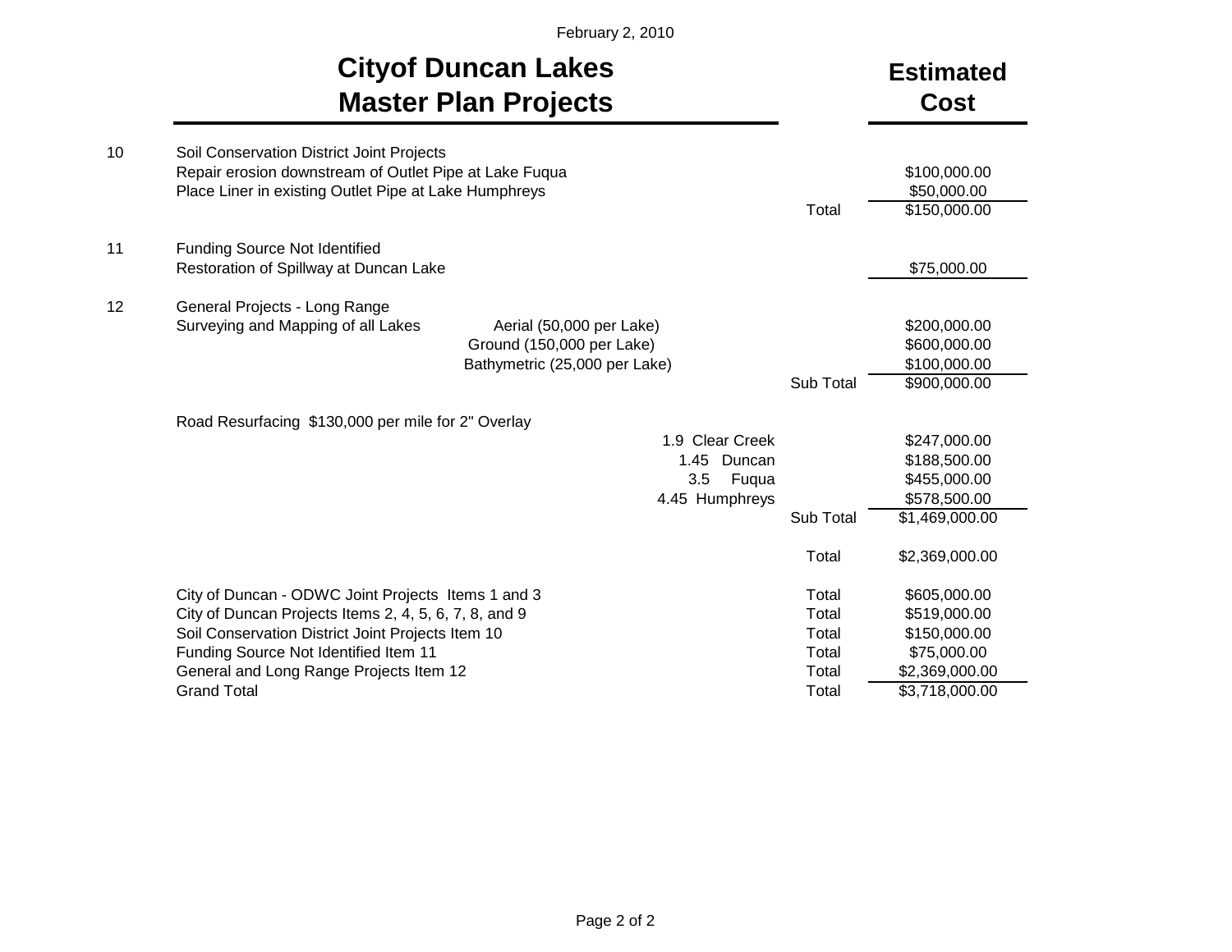February 2, 2010

# Cityof Duncan Lakes Master Plan Projects

| | | | | Estimated Cost |
|---|---|---|---|---|
| 10 | Soil Conservation District Joint Projects | | | |
| | Repair erosion downstream of Outlet Pipe at Lake Fuqua | | | $100,000.00 |
| | Place Liner in existing Outlet Pipe at Lake Humphreys | | | $50,000.00 |
| | | | Total | $150,000.00 |
| 11 | Funding Source Not Identified | | | |
| | Restoration of Spillway at Duncan Lake | | | $75,000.00 |
| 12 | General Projects - Long Range | | | |
| | Surveying and Mapping of all Lakes | Aerial (50,000 per Lake) | | $200,000.00 |
| | | Ground (150,000 per Lake) | | $600,000.00 |
| | | Bathymetric (25,000 per Lake) | | $100,000.00 |
| | | | Sub Total | $900,000.00 |
| | Road Resurfacing $130,000 per mile for 2" Overlay | | | |
| | | 1.9 Clear Creek | | $247,000.00 |
| | | 1.45 Duncan | | $188,500.00 |
| | | 3.5 Fuqua | | $455,000.00 |
| | | 4.45 Humphreys | | $578,500.00 |
| | | | Sub Total | $1,469,000.00 |
| | | | Total | $2,369,000.00 |
| | City of Duncan - ODWC Joint Projects Items 1 and 3 | | Total | $605,000.00 |
| | City of Duncan Projects Items 2, 4, 5, 6, 7, 8, and 9 | | Total | $519,000.00 |
| | Soil Conservation District Joint Projects Item 10 | | Total | $150,000.00 |
| | Funding Source Not Identified Item 11 | | Total | $75,000.00 |
| | General and Long Range Projects Item 12 | | Total | $2,369,000.00 |
| | Grand Total | | Total | $3,718,000.00 |